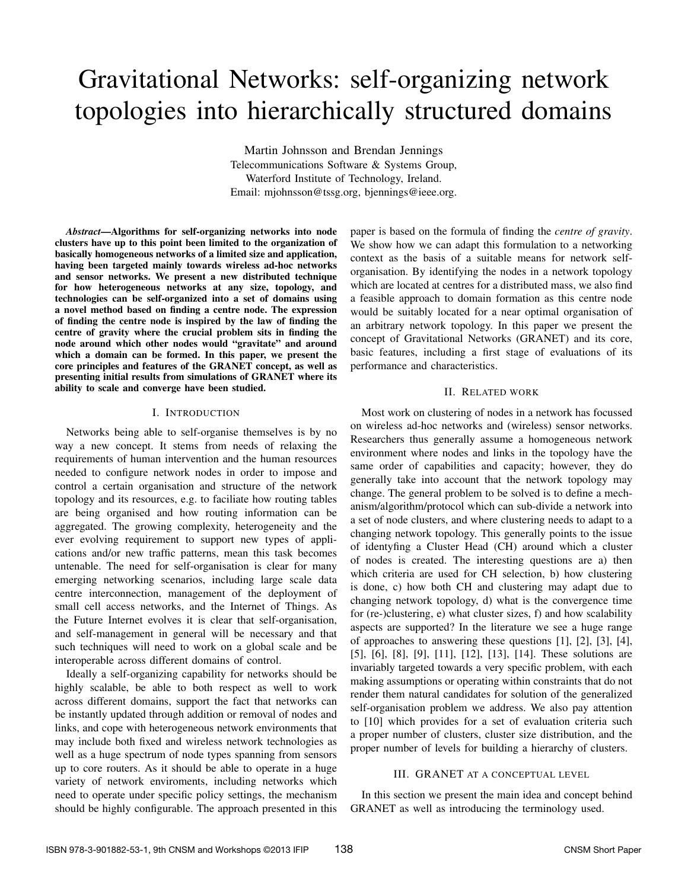# Gravitational Networks: self-organizing network topologies into hierarchically structured domains

Martin Johnsson and Brendan Jennings
Telecommunications Software & Systems Group,
Waterford Institute of Technology, Ireland.
Email: mjohnsson@tssg.org, bjennings@ieee.org.

***Abstract*—Algorithms for self-organizing networks into node clusters have up to this point been limited to the organization of basically homogeneous networks of a limited size and application, having been targeted mainly towards wireless ad-hoc networks and sensor networks. We present a new distributed technique for how heterogeneous networks at any size, topology, and technologies can be self-organized into a set of domains using a novel method based on finding a centre node. The expression of finding the centre node is inspired by the law of finding the centre of gravity where the crucial problem sits in finding the node around which other nodes would "gravitate" and around which a domain can be formed. In this paper, we present the core principles and features of the GRANET concept, as well as presenting initial results from simulations of GRANET where its ability to scale and converge have been studied.**

## I. Introduction

Networks being able to self-organise themselves is by no way a new concept. It stems from needs of relaxing the requirements of human intervention and the human resources needed to configure network nodes in order to impose and control a certain organisation and structure of the network topology and its resources, e.g. to faciliate how routing tables are being organised and how routing information can be aggregated. The growing complexity, heterogeneity and the ever evolving requirement to support new types of applications and/or new traffic patterns, mean this task becomes untenable. The need for self-organisation is clear for many emerging networking scenarios, including large scale data centre interconnection, management of the deployment of small cell access networks, and the Internet of Things. As the Future Internet evolves it is clear that self-organisation, and self-management in general will be necessary and that such techniques will need to work on a global scale and be interoperable across different domains of control.

Ideally a self-organizing capability for networks should be highly scalable, be able to both respect as well to work across different domains, support the fact that networks can be instantly updated through addition or removal of nodes and links, and cope with heterogeneous network environments that may include both fixed and wireless network technologies as well as a huge spectrum of node types spanning from sensors up to core routers. As it should be able to operate in a huge variety of network enviroments, including networks which need to operate under specific policy settings, the mechanism should be highly configurable. The approach presented in this paper is based on the formula of finding the *centre of gravity*. We show how we can adapt this formulation to a networking context as the basis of a suitable means for network self-organisation. By identifying the nodes in a network topology which are located at centres for a distributed mass, we also find a feasible approach to domain formation as this centre node would be suitably located for a near optimal organisation of an arbitrary network topology. In this paper we present the concept of Gravitational Networks (GRANET) and its core, basic features, including a first stage of evaluations of its performance and characteristics.

## II. Related work

Most work on clustering of nodes in a network has focussed on wireless ad-hoc networks and (wireless) sensor networks. Researchers thus generally assume a homogeneous network environment where nodes and links in the topology have the same order of capabilities and capacity; however, they do generally take into account that the network topology may change. The general problem to be solved is to define a mechanism/algorithm/protocol which can sub-divide a network into a set of node clusters, and where clustering needs to adapt to a changing network topology. This generally points to the issue of identyfing a Cluster Head (CH) around which a cluster of nodes is created. The interesting questions are a) then which criteria are used for CH selection, b) how clustering is done, c) how both CH and clustering may adapt due to changing network topology, d) what is the convergence time for (re-)clustering, e) what cluster sizes, f) and how scalability aspects are supported? In the literature we see a huge range of approaches to answering these questions [1], [2], [3], [4], [5], [6], [8], [9], [11], [12], [13], [14]. These solutions are invariably targeted towards a very specific problem, with each making assumptions or operating within constraints that do not render them natural candidates for solution of the generalized self-organisation problem we address. We also pay attention to [10] which provides for a set of evaluation criteria such a proper number of clusters, cluster size distribution, and the proper number of levels for building a hierarchy of clusters.

## III. GRANET at a conceptual level

In this section we present the main idea and concept behind GRANET as well as introducing the terminology used.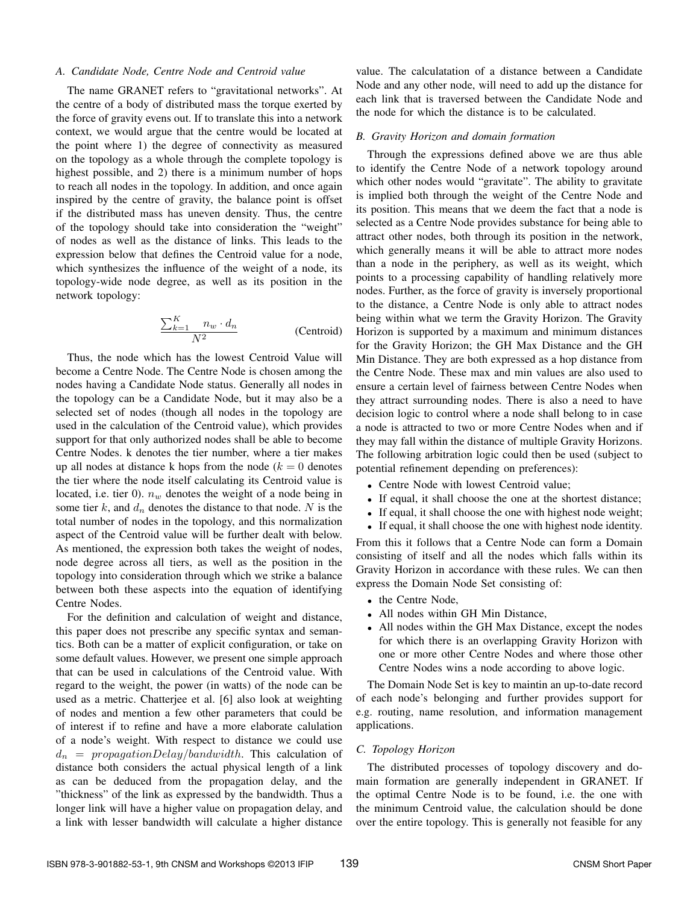### A. Candidate Node, Centre Node and Centroid value

The name GRANET refers to "gravitational networks". At the centre of a body of distributed mass the torque exerted by the force of gravity evens out. If to translate this into a network context, we would argue that the centre would be located at the point where 1) the degree of connectivity as measured on the topology as a whole through the complete topology is highest possible, and 2) there is a minimum number of hops to reach all nodes in the topology. In addition, and once again inspired by the centre of gravity, the balance point is offset if the distributed mass has uneven density. Thus, the centre of the topology should take into consideration the "weight" of nodes as well as the distance of links. This leads to the expression below that defines the Centroid value for a node, which synthesizes the influence of the weight of a node, its topology-wide node degree, as well as its position in the network topology:

$$\frac{\sum_{k=1}^{K} \quad n_w \cdot d_n}{N^2} \qquad \text{(Centroid)}$$

Thus, the node which has the lowest Centroid Value will become a Centre Node. The Centre Node is chosen among the nodes having a Candidate Node status. Generally all nodes in the topology can be a Candidate Node, but it may also be a selected set of nodes (though all nodes in the topology are used in the calculation of the Centroid value), which provides support for that only authorized nodes shall be able to become Centre Nodes. k denotes the tier number, where a tier makes up all nodes at distance k hops from the node ($k = 0$ denotes the tier where the node itself calculating its Centroid value is located, i.e. tier 0). $n_w$ denotes the weight of a node being in some tier $k$, and $d_n$ denotes the distance to that node. $N$ is the total number of nodes in the topology, and this normalization aspect of the Centroid value will be further dealt with below. As mentioned, the expression both takes the weight of nodes, node degree across all tiers, as well as the position in the topology into consideration through which we strike a balance between both these aspects into the equation of identifying Centre Nodes.

For the definition and calculation of weight and distance, this paper does not prescribe any specific syntax and semantics. Both can be a matter of explicit configuration, or take on some default values. However, we present one simple approach that can be used in calculations of the Centroid value. With regard to the weight, the power (in watts) of the node can be used as a metric. Chatterjee et al. [6] also look at weighting of nodes and mention a few other parameters that could be of interest if to refine and have a more elaborate calulation of a node's weight. With respect to distance we could use $d_n = propagationDelay/bandwidth$. This calculation of distance both considers the actual physical length of a link as can be deduced from the propagation delay, and the "thickness" of the link as expressed by the bandwidth. Thus a longer link will have a higher value on propagation delay, and a link with lesser bandwidth will calculate a higher distance value. The calculatation of a distance between a Candidate Node and any other node, will need to add up the distance for each link that is traversed between the Candidate Node and the node for which the distance is to be calculated.

### B. Gravity Horizon and domain formation

Through the expressions defined above we are thus able to identify the Centre Node of a network topology around which other nodes would "gravitate". The ability to gravitate is implied both through the weight of the Centre Node and its position. This means that we deem the fact that a node is selected as a Centre Node provides substance for being able to attract other nodes, both through its position in the network, which generally means it will be able to attract more nodes than a node in the periphery, as well as its weight, which points to a processing capability of handling relatively more nodes. Further, as the force of gravity is inversely proportional to the distance, a Centre Node is only able to attract nodes being within what we term the Gravity Horizon. The Gravity Horizon is supported by a maximum and minimum distances for the Gravity Horizon; the GH Max Distance and the GH Min Distance. They are both expressed as a hop distance from the Centre Node. These max and min values are also used to ensure a certain level of fairness between Centre Nodes when they attract surrounding nodes. There is also a need to have decision logic to control where a node shall belong to in case a node is attracted to two or more Centre Nodes when and if they may fall within the distance of multiple Gravity Horizons. The following arbitration logic could then be used (subject to potential refinement depending on preferences):

- Centre Node with lowest Centroid value;
- If equal, it shall choose the one at the shortest distance;
- If equal, it shall choose the one with highest node weight;
- If equal, it shall choose the one with highest node identity.

From this it follows that a Centre Node can form a Domain consisting of itself and all the nodes which falls within its Gravity Horizon in accordance with these rules. We can then express the Domain Node Set consisting of:

- the Centre Node,
- All nodes within GH Min Distance,
- All nodes within the GH Max Distance, except the nodes for which there is an overlapping Gravity Horizon with one or more other Centre Nodes and where those other Centre Nodes wins a node according to above logic.

The Domain Node Set is key to maintin an up-to-date record of each node's belonging and further provides support for e.g. routing, name resolution, and information management applications.

### C. Topology Horizon

The distributed processes of topology discovery and domain formation are generally independent in GRANET. If the optimal Centre Node is to be found, i.e. the one with the minimum Centroid value, the calculation should be done over the entire topology. This is generally not feasible for any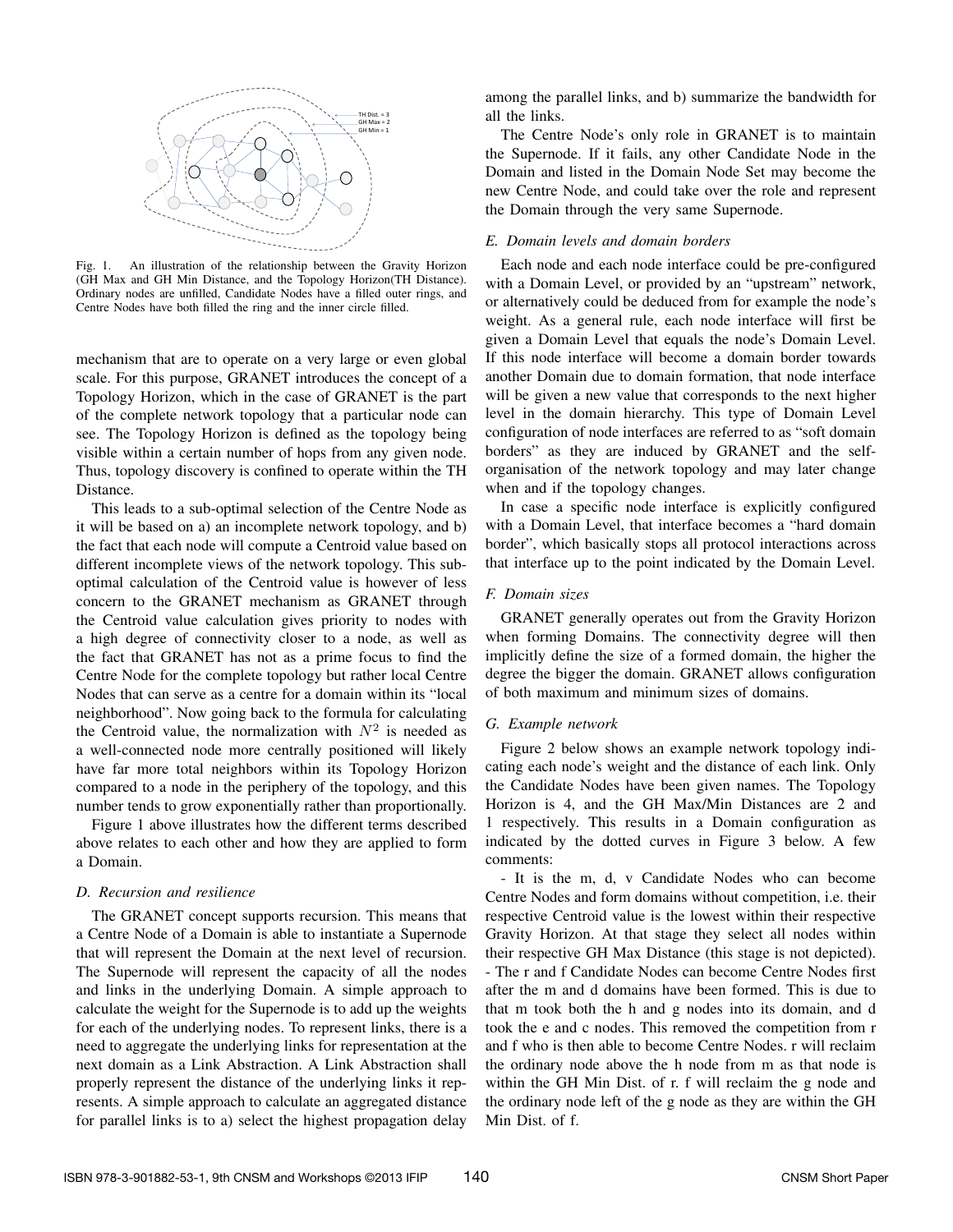Fig. 1. An illustration of the relationship between the Gravity Horizon (GH Max and GH Min Distance, and the Topology Horizon(TH Distance). Ordinary nodes are unfilled, Candidate Nodes have a filled outer rings, and Centre Nodes have both filled the ring and the inner circle filled.

mechanism that are to operate on a very large or even global scale. For this purpose, GRANET introduces the concept of a Topology Horizon, which in the case of GRANET is the part of the complete network topology that a particular node can see. The Topology Horizon is defined as the topology being visible within a certain number of hops from any given node. Thus, topology discovery is confined to operate within the TH Distance.

This leads to a sub-optimal selection of the Centre Node as it will be based on a) an incomplete network topology, and b) the fact that each node will compute a Centroid value based on different incomplete views of the network topology. This sub-optimal calculation of the Centroid value is however of less concern to the GRANET mechanism as GRANET through the Centroid value calculation gives priority to nodes with a high degree of connectivity closer to a node, as well as the fact that GRANET has not as a prime focus to find the Centre Node for the complete topology but rather local Centre Nodes that can serve as a centre for a domain within its "local neighborhood". Now going back to the formula for calculating the Centroid value, the normalization with $N^2$ is needed as a well-connected node more centrally positioned will likely have far more total neighbors within its Topology Horizon compared to a node in the periphery of the topology, and this number tends to grow exponentially rather than proportionally.

Figure 1 above illustrates how the different terms described above relates to each other and how they are applied to form a Domain.

### D. Recursion and resilience

The GRANET concept supports recursion. This means that a Centre Node of a Domain is able to instantiate a Supernode that will represent the Domain at the next level of recursion. The Supernode will represent the capacity of all the nodes and links in the underlying Domain. A simple approach to calculate the weight for the Supernode is to add up the weights for each of the underlying nodes. To represent links, there is a need to aggregate the underlying links for representation at the next domain as a Link Abstraction. A Link Abstraction shall properly represent the distance of the underlying links it represents. A simple approach to calculate an aggregated distance for parallel links is to a) select the highest propagation delay among the parallel links, and b) summarize the bandwidth for all the links.

The Centre Node's only role in GRANET is to maintain the Supernode. If it fails, any other Candidate Node in the Domain and listed in the Domain Node Set may become the new Centre Node, and could take over the role and represent the Domain through the very same Supernode.

### E. Domain levels and domain borders

Each node and each node interface could be pre-configured with a Domain Level, or provided by an "upstream" network, or alternatively could be deduced from for example the node's weight. As a general rule, each node interface will first be given a Domain Level that equals the node's Domain Level. If this node interface will become a domain border towards another Domain due to domain formation, that node interface will be given a new value that corresponds to the next higher level in the domain hierarchy. This type of Domain Level configuration of node interfaces are referred to as "soft domain borders" as they are induced by GRANET and the self-organisation of the network topology and may later change when and if the topology changes.

In case a specific node interface is explicitly configured with a Domain Level, that interface becomes a "hard domain border", which basically stops all protocol interactions across that interface up to the point indicated by the Domain Level.

### F. Domain sizes

GRANET generally operates out from the Gravity Horizon when forming Domains. The connectivity degree will then implicitly define the size of a formed domain, the higher the degree the bigger the domain. GRANET allows configuration of both maximum and minimum sizes of domains.

### G. Example network

Figure 2 below shows an example network topology indicating each node's weight and the distance of each link. Only the Candidate Nodes have been given names. The Topology Horizon is 4, and the GH Max/Min Distances are 2 and 1 respectively. This results in a Domain configuration as indicated by the dotted curves in Figure 3 below. A few comments:

- It is the m, d, v Candidate Nodes who can become Centre Nodes and form domains without competition, i.e. their respective Centroid value is the lowest within their respective Gravity Horizon. At that stage they select all nodes within their respective GH Max Distance (this stage is not depicted).
- The r and f Candidate Nodes can become Centre Nodes first after the m and d domains have been formed. This is due to that m took both the h and g nodes into its domain, and d took the e and c nodes. This removed the competition from r and f who is then able to become Centre Nodes. r will reclaim the ordinary node above the h node from m as that node is within the GH Min Dist. of r. f will reclaim the g node and the ordinary node left of the g node as they are within the GH Min Dist. of f.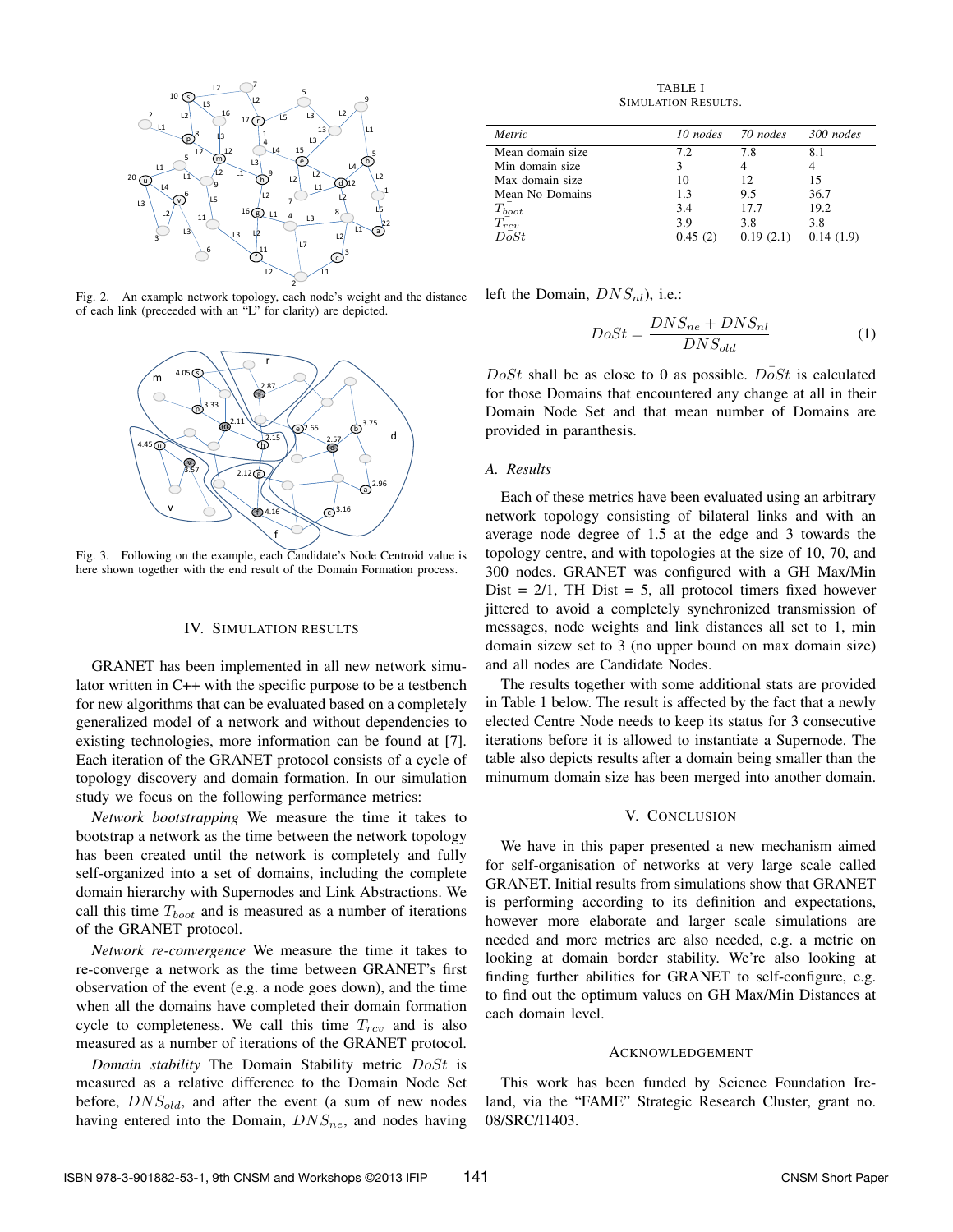Fig. 2. An example network topology, each node's weight and the distance of each link (preceeded with an "L" for clarity) are depicted.

Fig. 3. Following on the example, each Candidate's Node Centroid value is here shown together with the end result of the Domain Formation process.

## IV. Simulation Results

GRANET has been implemented in all new network simulator written in C++ with the specific purpose to be a testbench for new algorithms that can be evaluated based on a completely generalized model of a network and without dependencies to existing technologies, more information can be found at [7]. Each iteration of the GRANET protocol consists of a cycle of topology discovery and domain formation. In our simulation study we focus on the following performance metrics:

*Network bootstrapping* We measure the time it takes to bootstrap a network as the time between the network topology has been created until the network is completely and fully self-organized into a set of domains, including the complete domain hierarchy with Supernodes and Link Abstractions. We call this time $T_{boot}$ and is measured as a number of iterations of the GRANET protocol.

*Network re-convergence* We measure the time it takes to re-converge a network as the time between GRANET's first observation of the event (e.g. a node goes down), and the time when all the domains have completed their domain formation cycle to completeness. We call this time $T_{rcv}$ and is also measured as a number of iterations of the GRANET protocol.

*Domain stability* The Domain Stability metric $DoSt$ is measured as a relative difference to the Domain Node Set before, $DNS_{old}$, and after the event (a sum of new nodes having entered into the Domain, $DNS_{ne}$, and nodes having left the Domain, $DNS_{nl}$), i.e.:

$$DoSt = \frac{DNS_{ne} + DNS_{nl}}{DNS_{old}} \tag{1}$$

$DoSt$ shall be as close to 0 as possible. $\bar{DoSt}$ is calculated for those Domains that encountered any change at all in their Domain Node Set and that mean number of Domains are provided in paranthesis.

TABLE I
Simulation Results.

| *Metric* | *10 nodes* | *70 nodes* | *300 nodes* |
|---|---|---|---|
| Mean domain size | 7.2 | 7.8 | 8.1 |
| Min domain size | 3 | 4 | 4 |
| Max domain size | 10 | 12 | 15 |
| Mean No Domains | 1.3 | 9.5 | 36.7 |
| $\bar{T}_{boot}$ | 3.4 | 17.7 | 19.2 |
| $\bar{T}_{rcv}$ | 3.9 | 3.8 | 3.8 |
| $\bar{DoSt}$ | 0.45 (2) | 0.19 (2.1) | 0.14 (1.9) |

### A. Results

Each of these metrics have been evaluated using an arbitrary network topology consisting of bilateral links and with an average node degree of 1.5 at the edge and 3 towards the topology centre, and with topologies at the size of 10, 70, and 300 nodes. GRANET was configured with a GH Max/Min Dist = 2/1, TH Dist = 5, all protocol timers fixed however jittered to avoid a completely synchronized transmission of messages, node weights and link distances all set to 1, min domain sizew set to 3 (no upper bound on max domain size) and all nodes are Candidate Nodes.

The results together with some additional stats are provided in Table 1 below. The result is affected by the fact that a newly elected Centre Node needs to keep its status for 3 consecutive iterations before it is allowed to instantiate a Supernode. The table also depicts results after a domain being smaller than the minumum domain size has been merged into another domain.

## V. Conclusion

We have in this paper presented a new mechanism aimed for self-organisation of networks at very large scale called GRANET. Initial results from simulations show that GRANET is performing according to its definition and expectations, however more elaborate and larger scale simulations are needed and more metrics are also needed, e.g. a metric on looking at domain border stability. We're also looking at finding further abilities for GRANET to self-configure, e.g. to find out the optimum values on GH Max/Min Distances at each domain level.

## Acknowledgement

This work has been funded by Science Foundation Ireland, via the "FAME" Strategic Research Cluster, grant no. 08/SRC/I1403.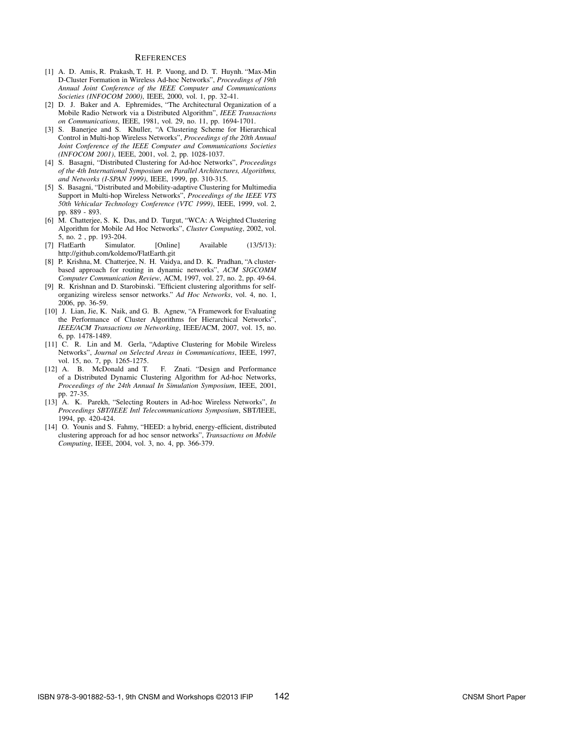# References

[1] A. D. Amis, R. Prakash, T. H. P. Vuong, and D. T. Huynh. "Max-Min D-Cluster Formation in Wireless Ad-hoc Networks", *Proceedings of 19th Annual Joint Conference of the IEEE Computer and Communications Societies (INFOCOM 2000)*, IEEE, 2000, vol. 1, pp. 32-41.

[2] D. J. Baker and A. Ephremides, "The Architectural Organization of a Mobile Radio Network via a Distributed Algorithm", *IEEE Transactions on Communications*, IEEE, 1981, vol. 29, no. 11, pp. 1694-1701.

[3] S. Banerjee and S. Khuller, "A Clustering Scheme for Hierarchical Control in Multi-hop Wireless Networks", *Proceedings of the 20th Annual Joint Conference of the IEEE Computer and Communications Societies (INFOCOM 2001)*, IEEE, 2001, vol. 2, pp. 1028-1037.

[4] S. Basagni, "Distributed Clustering for Ad-hoc Networks", *Proceedings of the 4th International Symposium on Parallel Architectures, Algorithms, and Networks (I-SPAN 1999)*, IEEE, 1999, pp. 310-315.

[5] S. Basagni, "Distributed and Mobility-adaptive Clustering for Multimedia Support in Multi-hop Wireless Networks", *Proceedings of the IEEE VTS 50th Vehicular Technology Conference (VTC 1999)*, IEEE, 1999, vol. 2, pp. 889 - 893.

[6] M. Chatterjee, S. K. Das, and D. Turgut, "WCA: A Weighted Clustering Algorithm for Mobile Ad Hoc Networks", *Cluster Computing*, 2002, vol. 5, no. 2 , pp. 193-204.

[7] FlatEarth Simulator. [Online] Available (13/5/13): http://github.com/koldemo/FlatEarth.git

[8] P. Krishna, M. Chatterjee, N. H. Vaidya, and D. K. Pradhan, "A cluster-based approach for routing in dynamic networks", *ACM SIGCOMM Computer Communication Review*, ACM, 1997, vol. 27, no. 2, pp. 49-64.

[9] R. Krishnan and D. Starobinski. "Efficient clustering algorithms for self-organizing wireless sensor networks." *Ad Hoc Networks*, vol. 4, no. 1, 2006, pp. 36-59.

[10] J. Lian, Jie, K. Naik, and G. B. Agnew, "A Framework for Evaluating the Performance of Cluster Algorithms for Hierarchical Networks", *IEEE/ACM Transactions on Networking*, IEEE/ACM, 2007, vol. 15, no. 6, pp. 1478-1489.

[11] C. R. Lin and M. Gerla, "Adaptive Clustering for Mobile Wireless Networks", *Journal on Selected Areas in Communications*, IEEE, 1997, vol. 15, no. 7, pp. 1265-1275.

[12] A. B. McDonald and T. F. Znati. "Design and Performance of a Distributed Dynamic Clustering Algorithm for Ad-hoc Networks, *Proceedings of the 24th Annual In Simulation Symposium*, IEEE, 2001, pp. 27-35.

[13] A. K. Parekh, "Selecting Routers in Ad-hoc Wireless Networks", *In Proceedings SBT/IEEE Intl Telecommunications Symposium*, SBT/IEEE, 1994, pp. 420-424.

[14] O. Younis and S. Fahmy, "HEED: a hybrid, energy-efficient, distributed clustering approach for ad hoc sensor networks", *Transactions on Mobile Computing*, IEEE, 2004, vol. 3, no. 4, pp. 366-379.